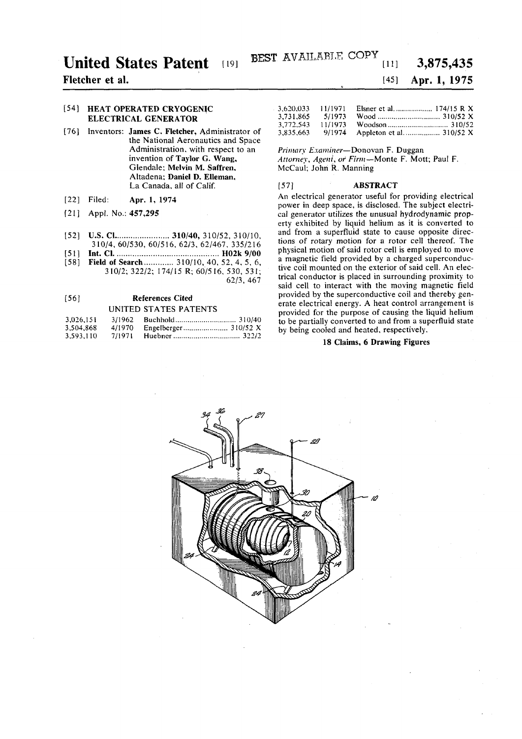# United States Patent [19]

BEST AVAILABLE COPY

**Fletcher et al.**

[11] **3,875,435**

[45] **Apr. 1, 1975**

[54] **HEAT OPERATED CRYOGENIC ELECTRICAL GENERATOR**

[76] Inventors: **James C. Fletcher**, Administrator of the National Aeronautics and Space Administration, with respect to an invention of **Taylor G. Wang**, Glendale; **Melvin M. Saffren**, Altadena; **Daniel D. Elleman**, La Canada, all of Calif.

[22] Filed: **Apr. 1, 1974**

[21] Appl. No.: **457,295**

[52] **U.S. Cl.** .......................... **310/40,** 310/52, 310/10, 310/4, 60/530, 60/516, 62/3, 62/467, 335/216

[51] **Int. Cl.** .......................... **H02k 9/00**

[58] **Field of Search** .......................... 310/10, 40, 52, 4, 5, 6, 310/2; 322/2; 174/15 R; 60/516, 530, 531; 62/3, 467

[56] **References Cited**

UNITED STATES PATENTS

| | | | |
|---|---|---|---|
| 3,026,151 | 3/1962 | Buchhold | 310/40 |
| 3,504,868 | 4/1970 | Engelberger | 310/52 X |
| 3,593,110 | 7/1971 | Huebner | 322/2 |
| 3,620,033 | 11/1971 | Elsner et al. | 174/15 R X |
| 3,731,865 | 5/1973 | Wood | 310/52 X |
| 3,772,543 | 11/1973 | Woodson | 310/52 |
| 3,835,663 | 9/1974 | Appleton et al. | 310/52 X |

*Primary Examiner*—Donovan F. Duggan
*Attorney, Agent, or Firm*—Monte F. Mott; Paul F. McCaul; John R. Manning

[57] **ABSTRACT**

An electrical generator useful for providing electrical power in deep space, is disclosed. The subject electrical generator utilizes the unusual hydrodynamic property exhibited by liquid helium as it is converted to and from a superfluid state to cause opposite directions of rotary motion for a rotor cell thereof. The physical motion of said rotor cell is employed to move a magnetic field provided by a charged superconductive coil mounted on the exterior of said cell. An electrical conductor is placed in surrounding proximity to said cell to interact with the moving magnetic field provided by the superconductive coil and thereby generate electrical energy. A heat control arrangement is provided for the purpose of causing the liquid helium to be partially converted to and from a superfluid state by being cooled and heated, respectively.

**18 Claims, 6 Drawing Figures**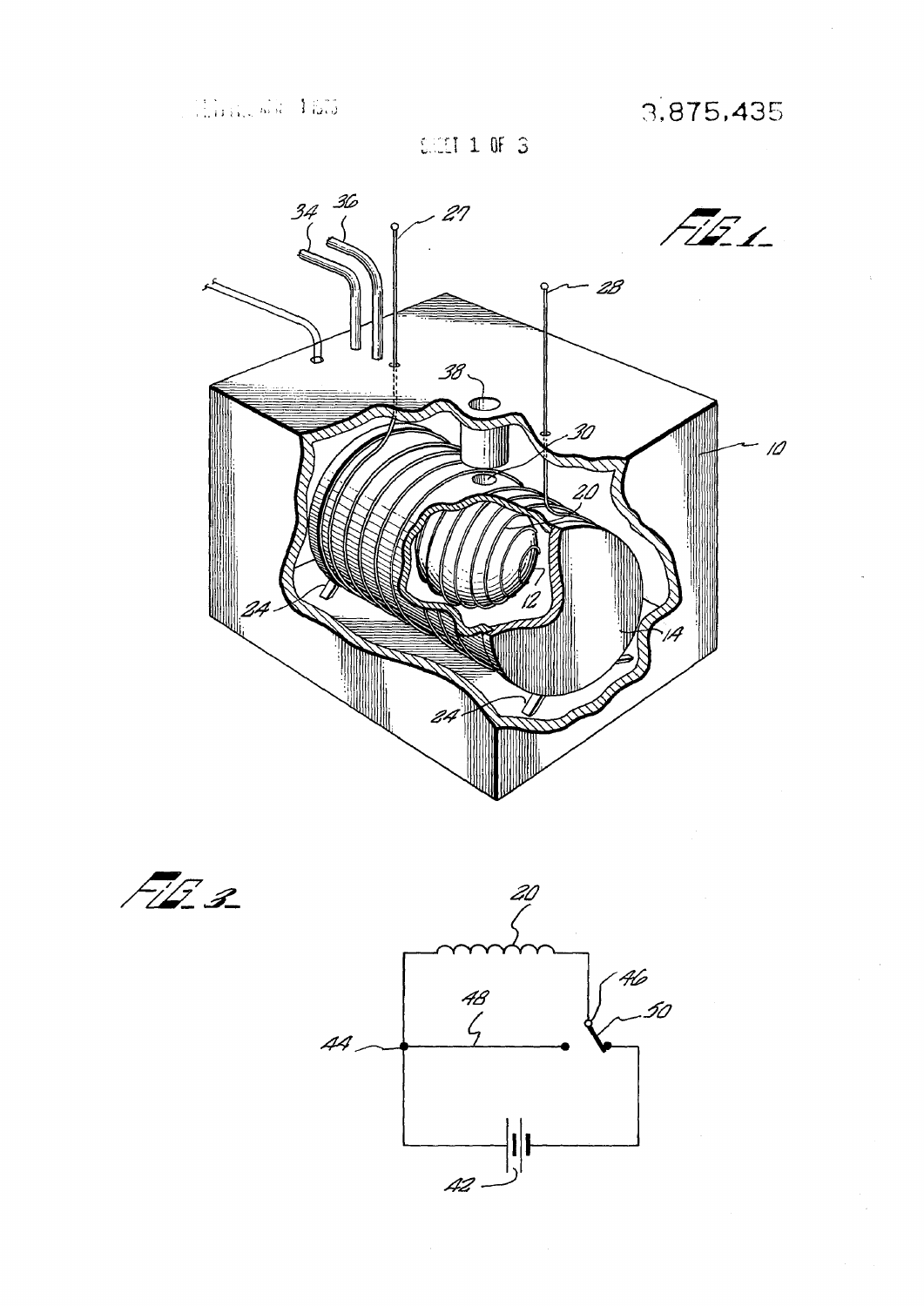FIG. 1

FIG. 3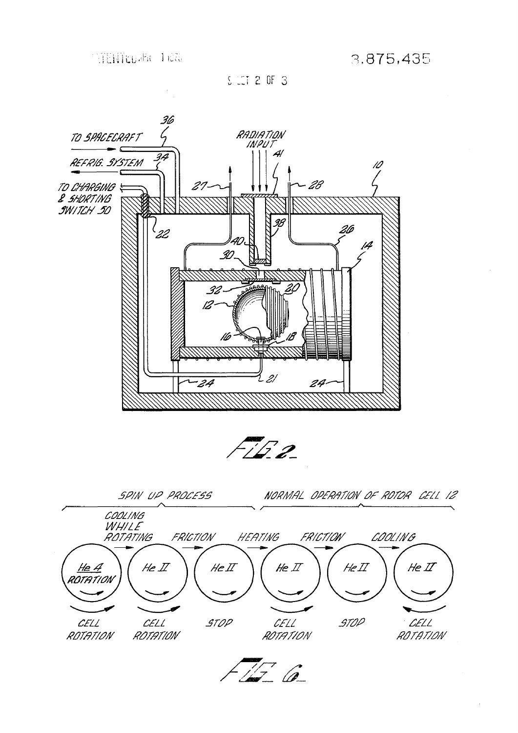TO SPACECRAFT

REFRIG. SYSTEM

TO CHARGING & SHORTING SWITCH 50

RADIATION INPUT

FIG. 2

SPIN UP PROCESS

NORMAL OPERATION OF ROTOR CELL 12

COOLING WHILE ROTATING — FRICTION — HEATING — FRICTION — COOLING

| He 4 ROTATION | He II | He II | He II | He II | He II |
|---|---|---|---|---|---|
| CELL ROTATION | CELL ROTATION | STOP | CELL ROTATION | STOP | CELL ROTATION |

FIG. 6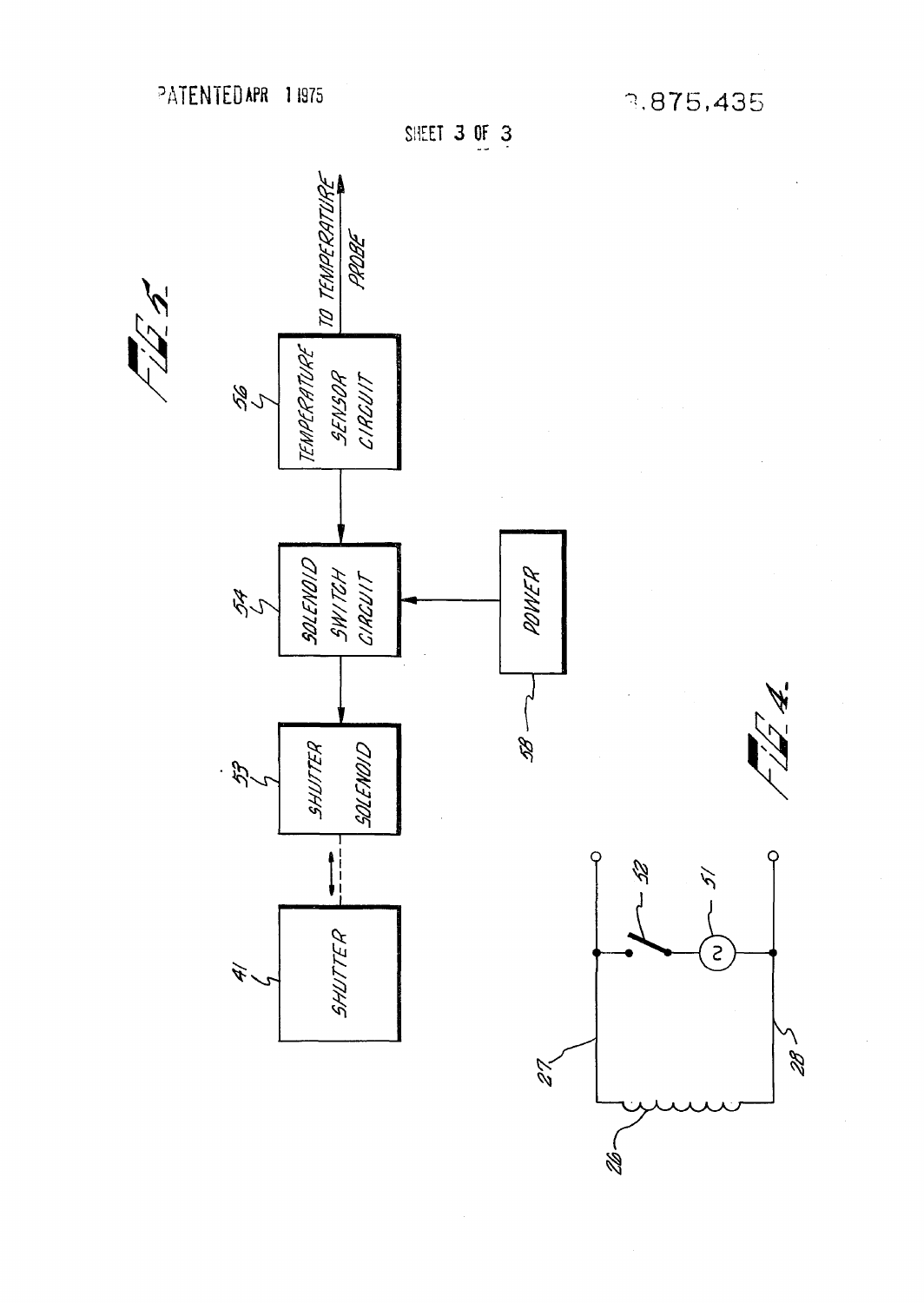PATENTED APR 1 1975

3,875,435

SHEET 3 OF 3

FIG. 5.

TEMPERATURE SENSOR CIRCUIT 56 — TO TEMPERATURE PROBE

SOLENOID SWITCH CIRCUIT 54

POWER 58

SHUTTER SOLENOID 53

SHUTTER 41

FIG. 4.

52, 51, 27, 28, 26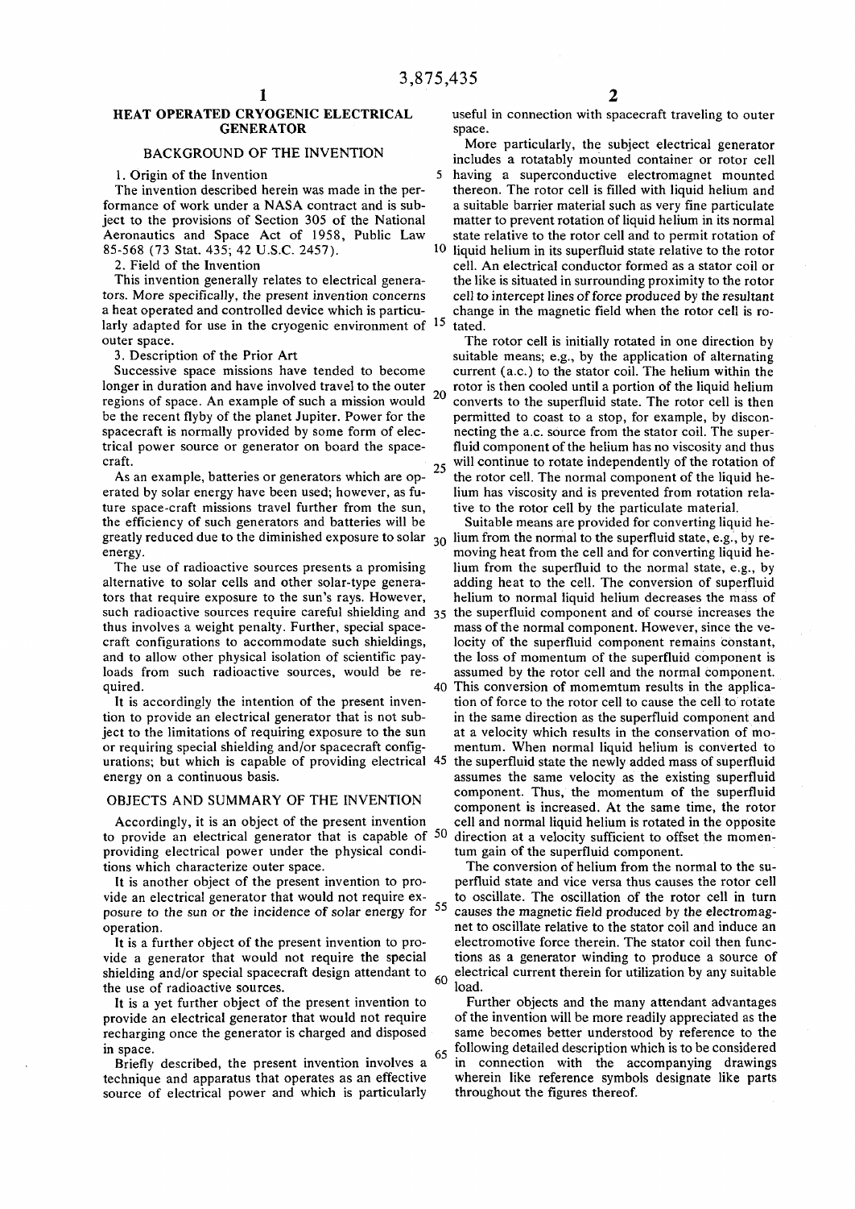# HEAT OPERATED CRYOGENIC ELECTRICAL GENERATOR

## BACKGROUND OF THE INVENTION

### 1. Origin of the Invention

The invention described herein was made in the performance of work under a NASA contract and is subject to the provisions of Section 305 of the National Aeronautics and Space Act of 1958, Public Law 85-568 (73 Stat. 435; 42 U.S.C. 2457).

### 2. Field of the Invention

This invention generally relates to electrical generators. More specifically, the present invention concerns a heat operated and controlled device which is particularly adapted for use in the cryogenic environment of outer space.

### 3. Description of the Prior Art

Successive space missions have tended to become longer in duration and have involved travel to the outer regions of space. An example of such a mission would be the recent flyby of the planet Jupiter. Power for the spacecraft is normally provided by some form of electrical power source or generator on board the spacecraft.

As an example, batteries or generators which are operated by solar energy have been used; however, as future space-craft missions travel further from the sun, the efficiency of such generators and batteries will be greatly reduced due to the diminished exposure to solar energy.

The use of radioactive sources presents a promising alternative to solar cells and other solar-type generators that require exposure to the sun's rays. However, such radioactive sources require careful shielding and thus involves a weight penalty. Further, special spacecraft configurations to accommodate such shieldings, and to allow other physical isolation of scientific payloads from such radioactive sources, would be required.

It is accordingly the intention of the present invention to provide an electrical generator that is not subject to the limitations of requiring exposure to the sun or requiring special shielding and/or spacecraft configurations; but which is capable of providing electrical energy on a continuous basis.

## OBJECTS AND SUMMARY OF THE INVENTION

Accordingly, it is an object of the present invention to provide an electrical generator that is capable of providing electrical power under the physical conditions which characterize outer space.

It is another object of the present invention to provide an electrical generator that would not require exposure to the sun or the incidence of solar energy for operation.

It is a further object of the present invention to provide a generator that would not require the special shielding and/or special spacecraft design attendant to the use of radioactive sources.

It is a yet further object of the present invention to provide an electrical generator that would not require recharging once the generator is charged and disposed in space.

Briefly described, the present invention involves a technique and apparatus that operates as an effective source of electrical power and which is particularly useful in connection with spacecraft traveling to outer space.

More particularly, the subject electrical generator includes a rotatably mounted container or rotor cell having a superconductive electromagnet mounted thereon. The rotor cell is filled with liquid helium and a suitable barrier material such as very fine particulate matter to prevent rotation of liquid helium in its normal state relative to the rotor cell and to permit rotation of liquid helium in its superfluid state relative to the rotor cell. An electrical conductor formed as a stator coil or the like is situated in surrounding proximity to the rotor cell to intercept lines of force produced by the resultant change in the magnetic field when the rotor cell is rotated.

The rotor cell is initially rotated in one direction by suitable means; e.g., by the application of alternating current (a.c.) to the stator coil. The helium within the rotor is then cooled until a portion of the liquid helium converts to the superfluid state. The rotor cell is then permitted to coast to a stop, for example, by disconnecting the a.c. source from the stator coil. The superfluid component of the helium has no viscosity and thus will continue to rotate independently of the rotation of the rotor cell. The normal component of the liquid helium has viscosity and is prevented from rotation relative to the rotor cell by the particulate material.

Suitable means are provided for converting liquid helium from the normal to the superfluid state, e.g., by removing heat from the cell and for converting liquid helium from the superfluid to the normal state, e.g., by adding heat to the cell. The conversion of superfluid helium to normal liquid helium decreases the mass of the superfluid component and of course increases the mass of the normal component. However, since the velocity of the superfluid component remains constant, the loss of momentum of the superfluid component is assumed by the rotor cell and the normal component. This conversion of momemtum results in the application of force to the rotor cell to cause the cell to rotate in the same direction as the superfluid component and at a velocity which results in the conservation of momentum. When normal liquid helium is converted to the superfluid state the newly added mass of superfluid assumes the same velocity as the existing superfluid component. Thus, the momentum of the superfluid component is increased. At the same time, the rotor cell and normal liquid helium is rotated in the opposite direction at a velocity sufficient to offset the momentum gain of the superfluid component.

The conversion of helium from the normal to the superfluid state and vice versa thus causes the rotor cell to oscillate. The oscillation of the rotor cell in turn causes the magnetic field produced by the electromagnet to oscillate relative to the stator coil and induce an electromotive force therein. The stator coil then functions as a generator winding to produce a source of electrical current therein for utilization by any suitable load.

Further objects and the many attendant advantages of the invention will be more readily appreciated as the same becomes better understood by reference to the following detailed description which is to be considered in connection with the accompanying drawings wherein like reference symbols designate like parts throughout the figures thereof.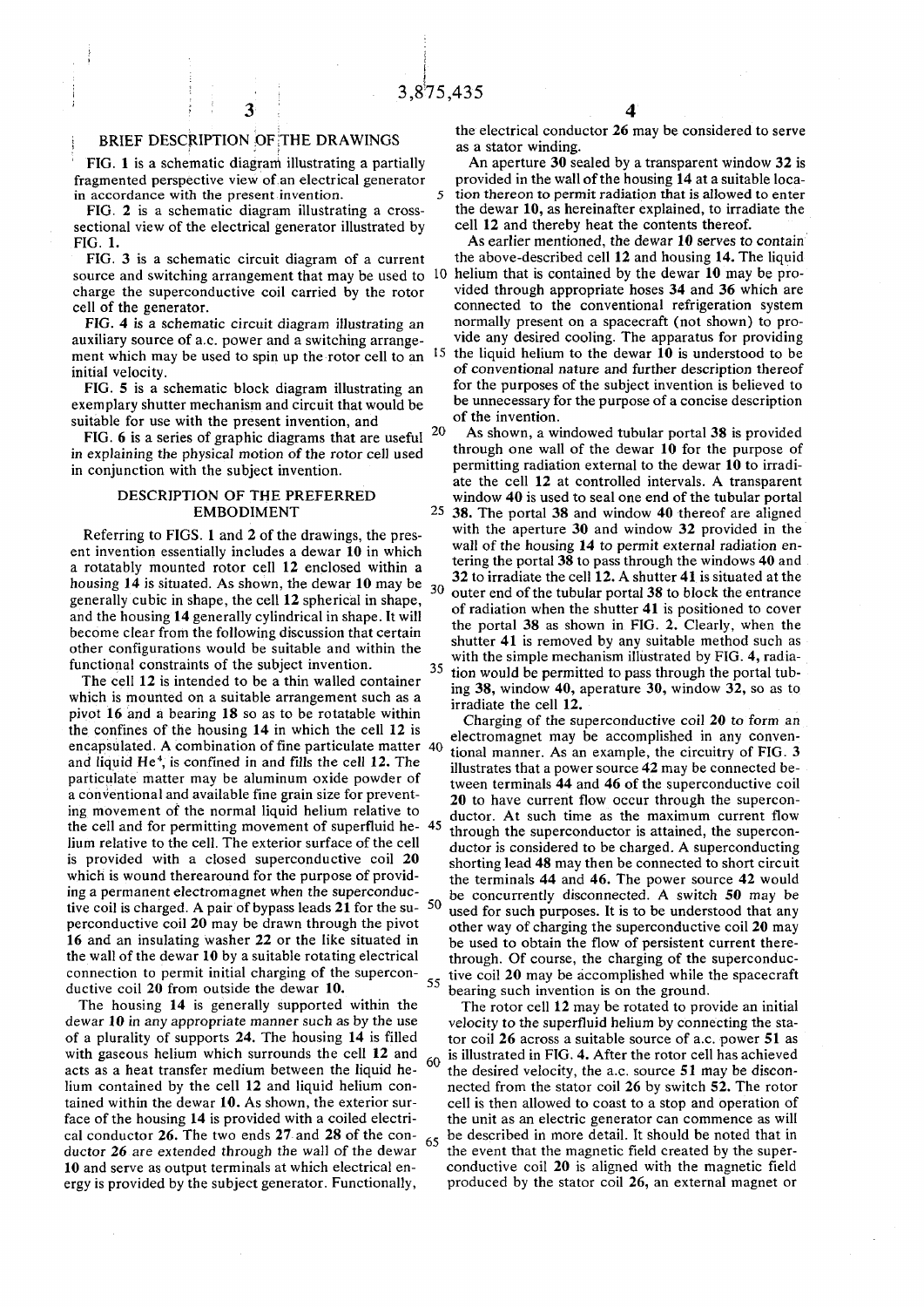## BRIEF DESCRIPTION OF THE DRAWINGS

FIG. 1 is a schematic diagram illustrating a partially fragmented perspective view of an electrical generator in accordance with the present invention.

FIG. 2 is a schematic diagram illustrating a cross-sectional view of the electrical generator illustrated by FIG. 1.

FIG. 3 is a schematic circuit diagram of a current source and switching arrangement that may be used to charge the superconductive coil carried by the rotor cell of the generator.

FIG. 4 is a schematic circuit diagram illustrating an auxiliary source of a.c. power and a switching arrangement which may be used to spin up the rotor cell to an initial velocity.

FIG. 5 is a schematic block diagram illustrating an exemplary shutter mechanism and circuit that would be suitable for use with the present invention, and

FIG. 6 is a series of graphic diagrams that are useful in explaining the physical motion of the rotor cell used in conjunction with the subject invention.

## DESCRIPTION OF THE PREFERRED EMBODIMENT

Referring to FIGS. 1 and 2 of the drawings, the present invention essentially includes a dewar **10** in which a rotatably mounted rotor cell **12** enclosed within a housing **14** is situated. As shown, the dewar **10** may be generally cubic in shape, the cell **12** spherical in shape, and the housing **14** generally cylindrical in shape. It will become clear from the following discussion that certain other configurations would be suitable and within the functional constraints of the subject invention.

The cell **12** is intended to be a thin walled container which is mounted on a suitable arrangement such as a pivot **16** and a bearing **18** so as to be rotatable within the confines of the housing **14** in which the cell **12** is encapsulated. A combination of fine particulate matter and liquid $He^4$, is confined in and fills the cell **12**. The particulate matter may be aluminum oxide powder of a conventional and available fine grain size for preventing movement of the normal liquid helium relative to the cell and for permitting movement of superfluid helium relative to the cell. The exterior surface of the cell is provided with a closed superconductive coil **20** which is wound therearound for the purpose of providing a permanent electromagnet when the superconductive coil is charged. A pair of bypass leads **21** for the superconductive coil **20** may be drawn through the pivot **16** and an insulating washer **22** or the like situated in the wall of the dewar **10** by a suitable rotating electrical connection to permit initial charging of the superconductive coil **20** from outside the dewar **10**.

The housing **14** is generally supported within the dewar **10** in any appropriate manner such as by the use of a plurality of supports **24**. The housing **14** is filled with gaseous helium which surrounds the cell **12** and acts as a heat transfer medium between the liquid helium contained by the cell **12** and liquid helium contained within the dewar **10**. As shown, the exterior surface of the housing **14** is provided with a coiled electrical conductor **26**. The two ends **27** and **28** of the conductor **26** are extended through the wall of the dewar **10** and serve as output terminals at which electrical energy is provided by the subject generator. Functionally, the electrical conductor **26** may be considered to serve as a stator winding.

An aperture **30** sealed by a transparent window **32** is provided in the wall of the housing **14** at a suitable location thereon to permit radiation that is allowed to enter the dewar **10**, as hereinafter explained, to irradiate the cell **12** and thereby heat the contents thereof.

As earlier mentioned, the dewar **10** serves to contain the above-described cell **12** and housing **14**. The liquid helium that is contained by the dewar **10** may be provided through appropriate hoses **34** and **36** which are connected to the conventional refrigeration system normally present on a spacecraft (not shown) to provide any desired cooling. The apparatus for providing the liquid helium to the dewar **10** is understood to be of conventional nature and further description thereof for the purposes of the subject invention is believed to be unnecessary for the purpose of a concise description of the invention.

As shown, a windowed tubular portal **38** is provided through one wall of the dewar **10** for the purpose of permitting radiation external to the dewar **10** to irradiate the cell **12** at controlled intervals. A transparent window **40** is used to seal one end of the tubular portal **38**. The portal **38** and window **40** thereof are aligned with the aperture **30** and window **32** provided in the wall of the housing **14** to permit external radiation entering the portal **38** to pass through the windows **40** and **32** to irradiate the cell **12**. A shutter **41** is situated at the outer end of the tubular portal **38** to block the entrance of radiation when the shutter **41** is positioned to cover the portal **38** as shown in FIG. 2. Clearly, when the shutter **41** is removed by any suitable method such as with the simple mechanism illustrated by FIG. 4, radiation would be permitted to pass through the portal tubing **38**, window **40**, aperture **30**, window **32**, so as to irradiate the cell **12**.

Charging of the superconductive coil **20** to form an electromagnet may be accomplished in any conventional manner. As an example, the circuitry of FIG. 3 illustrates that a power source **42** may be connected between terminals **44** and **46** of the superconductive coil **20** to have current flow occur through the superconductor. At such time as the maximum current flow through the superconductor is attained, the superconductor is considered to be charged. A superconducting shorting lead **48** may then be connected to short circuit the terminals **44** and **46**. The power source **42** would be concurrently disconnected. A switch **50** may be used for such purposes. It is to be understood that any other way of charging the superconductive coil **20** may be used to obtain the flow of persistent current therethrough. Of course, the charging of the superconductive coil **20** may be accomplished while the spacecraft bearing such invention is on the ground.

The rotor cell **12** may be rotated to provide an initial velocity to the superfluid helium by connecting the stator coil **26** across a suitable source of a.c. power **51** as is illustrated in FIG. 4. After the rotor cell has achieved the desired velocity, the a.c. source **51** may be disconnected from the stator coil **26** by switch **52**. The rotor cell is then allowed to coast to a stop and operation of the unit as an electric generator can commence as will be described in more detail. It should be noted that in the event that the magnetic field created by the superconductive coil **20** is aligned with the magnetic field produced by the stator coil **26**, an external magnet or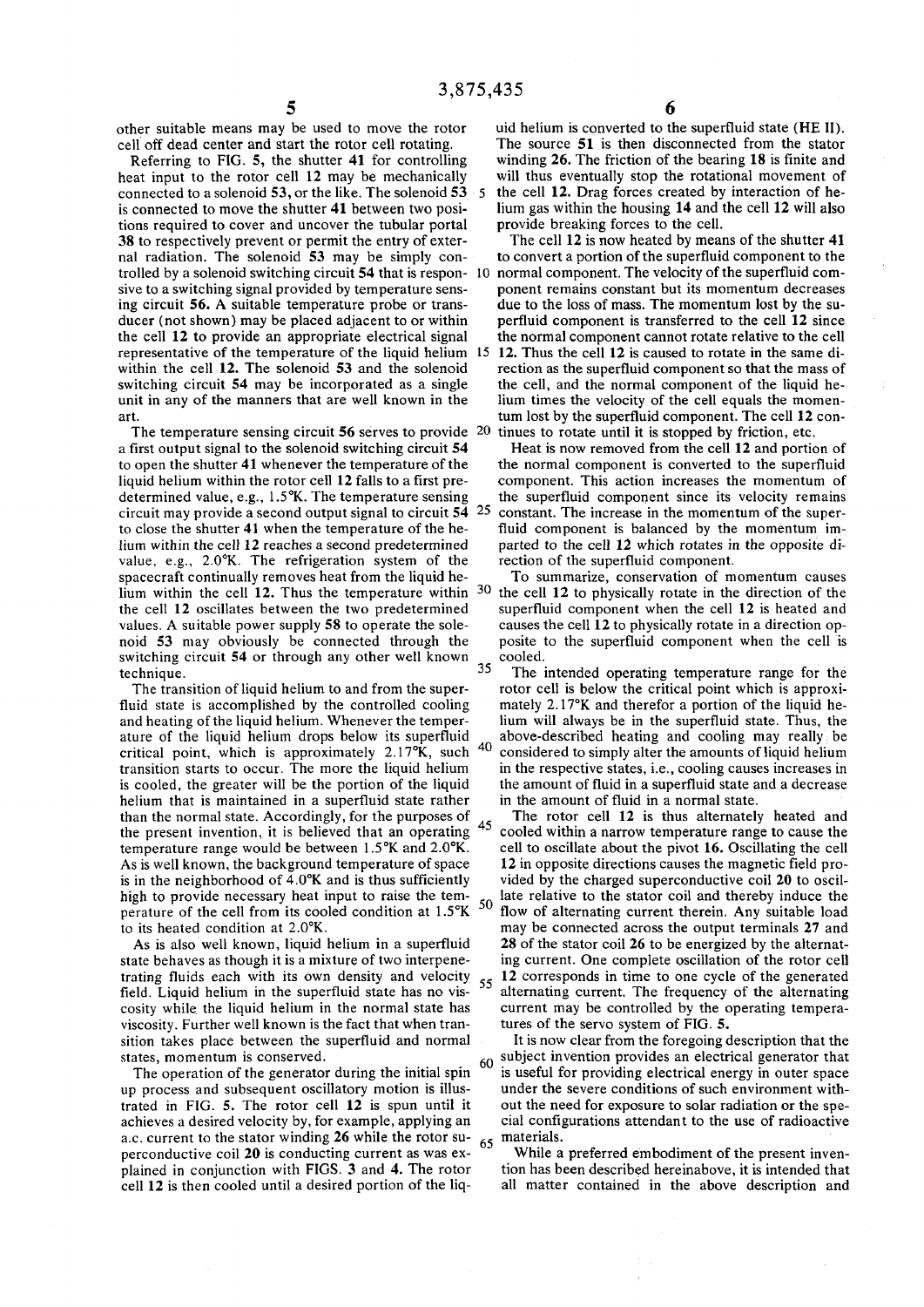other suitable means may be used to move the rotor cell off dead center and start the rotor cell rotating.

Referring to FIG. 5, the shutter 41 for controlling heat input to the rotor cell 12 may be mechanically connected to a solenoid 53, or the like. The solenoid 53 is connected to move the shutter 41 between two positions required to cover and uncover the tubular portal 38 to respectively prevent or permit the entry of external radiation. The solenoid 53 may be simply controlled by a solenoid switching circuit 54 that is responsive to a switching signal provided by temperature sensing circuit 56. A suitable temperature probe or transducer (not shown) may be placed adjacent to or within the cell 12 to provide an appropriate electrical signal representative of the temperature of the liquid helium within the cell 12. The solenoid 53 and the solenoid switching circuit 54 may be incorporated as a single unit in any of the manners that are well known in the art.

The temperature sensing circuit 56 serves to provide a first output signal to the solenoid switching circuit 54 to open the shutter 41 whenever the temperature of the liquid helium within the rotor cell 12 falls to a first predetermined value, e.g., 1.5°K. The temperature sensing circuit may provide a second output signal to circuit 54 to close the shutter 41 when the temperature of the helium within the cell 12 reaches a second predetermined value, e.g., 2.0°K. The refrigeration system of the spacecraft continually removes heat from the liquid helium within the cell 12. Thus the temperature within the cell 12 oscillates between the two predetermined values. A suitable power supply 58 to operate the solenoid 53 may obviously be connected through the switching circuit 54 or through any other well known technique.

The transition of liquid helium to and from the superfluid state is accomplished by the controlled cooling and heating of the liquid helium. Whenever the temperature of the liquid helium drops below its superfluid critical point, which is approximately 2.17°K, such transition starts to occur. The more the liquid helium is cooled, the greater will be the portion of the liquid helium that is maintained in a superfluid state rather than the normal state. Accordingly, for the purposes of the present invention, it is believed that an operating temperature range would be between 1.5°K and 2.0°K. As is well known, the background temperature of space is in the neighborhood of 4.0°K and is thus sufficiently high to provide necessary heat input to raise the temperature of the cell from its cooled condition at 1.5°K to its heated condition at 2.0°K.

As is also well known, liquid helium in a superfluid state behaves as though it is a mixture of two interpenetrating fluids each with its own density and velocity field. Liquid helium in the superfluid state has no viscosity while the liquid helium in the normal state has viscosity. Further well known is the fact that when transition takes place between the superfluid and normal states, momentum is conserved.

The operation of the generator during the initial spin up process and subsequent oscillatory motion is illustrated in FIG. 5. The rotor cell 12 is spun until it achieves a desired velocity by, for example, applying an a.c. current to the stator winding 26 while the rotor superconductive coil 20 is conducting current as was explained in conjunction with FIGS. 3 and 4. The rotor cell 12 is then cooled until a desired portion of the liquid helium is converted to the superfluid state (HE II). The source 51 is then disconnected from the stator winding 26. The friction of the bearing 18 is finite and will thus eventually stop the rotational movement of the cell 12. Drag forces created by interaction of helium gas within the housing 14 and the cell 12 will also provide breaking forces to the cell.

The cell 12 is now heated by means of the shutter 41 to convert a portion of the superfluid component to the normal component. The velocity of the superfluid component remains constant but its momentum decreases due to the loss of mass. The momentum lost by the superfluid component is transferred to the cell 12 since the normal component cannot rotate relative to the cell 12. Thus the cell 12 is caused to rotate in the same direction as the superfluid component so that the mass of the cell, and the normal component of the liquid helium times the velocity of the cell equals the momentum lost by the superfluid component. The cell 12 continues to rotate until it is stopped by friction, etc.

Heat is now removed from the cell 12 and portion of the normal component is converted to the superfluid component. This action increases the momentum of the superfluid component since its velocity remains constant. The increase in the momentum of the superfluid component is balanced by the momentum imparted to the cell 12 which rotates in the opposite direction of the superfluid component.

To summarize, conservation of momentum causes the cell 12 to physically rotate in the direction of the superfluid component when the cell 12 is heated and causes the cell 12 to physically rotate in a direction opposite to the superfluid component when the cell is cooled.

The intended operating temperature range for the rotor cell is below the critical point which is approximately 2.17°K and therefor a portion of the liquid helium will always be in the superfluid state. Thus, the above-described heating and cooling may really be considered to simply alter the amounts of liquid helium in the respective states, i.e., cooling causes increases in the amount of fluid in a superfluid state and a decrease in the amount of fluid in a normal state.

The rotor cell 12 is thus alternately heated and cooled within a narrow temperature range to cause the cell to oscillate about the pivot 16. Oscillating the cell 12 in opposite directions causes the magnetic field provided by the charged superconductive coil 20 to oscillate relative to the stator coil and thereby induce the flow of alternating current therein. Any suitable load may be connected across the output terminals 27 and 28 of the stator coil 26 to be energized by the alternating current. One complete oscillation of the rotor cell 12 corresponds in time to one cycle of the generated alternating current. The frequency of the alternating current may be controlled by the operating temperatures of the servo system of FIG. 5.

It is now clear from the foregoing description that the subject invention provides an electrical generator that is useful for providing electrical energy in outer space under the severe conditions of such environment without the need for exposure to solar radiation or the special configurations attendant to the use of radioactive materials.

While a preferred embodiment of the present invention has been described hereinabove, it is intended that all matter contained in the above description and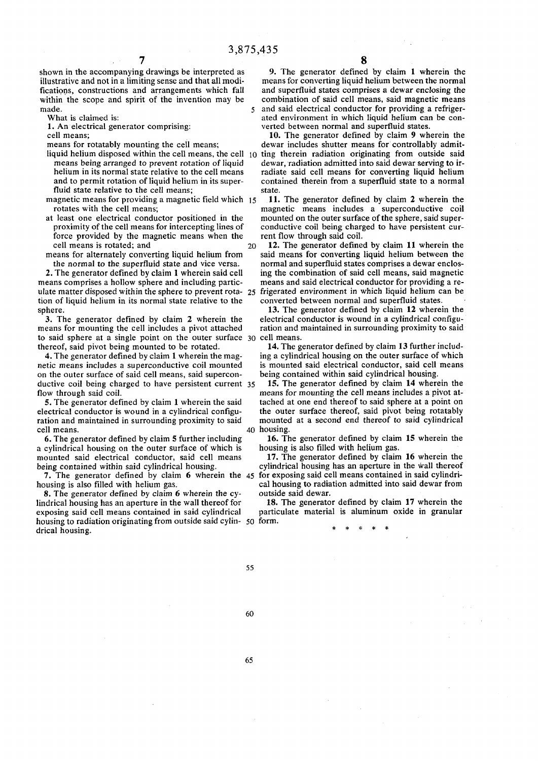shown in the accompanying drawings be interpreted as illustrative and not in a limiting sense and that all modifications, constructions and arrangements which fall within the scope and spirit of the invention may be made.

What is claimed is:

1. An electrical generator comprising:
cell means;
means for rotatably mounting the cell means;
liquid helium disposed within the cell means, the cell means being arranged to prevent rotation of liquid helium in its normal state relative to the cell means and to permit rotation of liquid helium in its superfluid state relative to the cell means;
magnetic means for providing a magnetic field which rotates with the cell means;
at least one electrical conductor positioned in the proximity of the cell means for intercepting lines of force provided by the magnetic means when the cell means is rotated; and
means for alternately converting liquid helium from the normal to the superfluid state and vice versa.

2. The generator defined by claim 1 wherein said cell means comprises a hollow sphere and including particulate matter disposed within the sphere to prevent rotation of liquid helium in its normal state relative to the sphere.

3. The generator defined by claim 2 wherein the means for mounting the cell includes a pivot attached to said sphere at a single point on the outer surface thereof, said pivot being mounted to be rotated.

4. The generator defined by claim 1 wherein the magnetic means includes a superconductive coil mounted on the outer surface of said cell means, said superconductive coil being charged to have persistent current flow through said coil.

5. The generator defined by claim 1 wherein the said electrical conductor is wound in a cylindrical configuration and maintained in surrounding proximity to said cell means.

6. The generator defined by claim 5 further including a cylindrical housing on the outer surface of which is mounted said electrical conductor, said cell means being contained within said cylindrical housing.

7. The generator defined by claim 6 wherein the housing is also filled with helium gas.

8. The generator defined by claim 6 wherein the cylindrical housing has an aperture in the wall thereof for exposing said cell means contained in said cylindrical housing to radiation originating from outside said cylindrical housing.

9. The generator defined by claim 1 wherein the means for converting liquid helium between the normal and superfluid states comprises a dewar enclosing the combination of said cell means, said magnetic means and said electrical conductor for providing a refrigerated environment in which liquid helium can be converted between normal and superfluid states.

10. The generator defined by claim 9 wherein the dewar includes shutter means for controllably admitting therein radiation originating from outside said dewar, radiation admitted into said dewar serving to irradiate said cell means for converting liquid helium contained therein from a superfluid state to a normal state.

11. The generator defined by claim 2 wherein the magnetic means includes a superconductive coil mounted on the outer surface of the sphere, said superconductive coil being charged to have persistent current flow through said coil.

12. The generator defined by claim 11 wherein the said means for converting liquid helium between the normal and superfluid states comprises a dewar enclosing the combination of said cell means, said magnetic means and said electrical conductor for providing a refrigerated environment in which liquid helium can be converted between normal and superfluid states.

13. The generator defined by claim 12 wherein the electrical conductor is wound in a cylindrical configuration and maintained in surrounding proximity to said cell means.

14. The generator defined by claim 13 further including a cylindrical housing on the outer surface of which is mounted said electrical conductor, said cell means being contained within said cylindrical housing.

15. The generator defined by claim 14 wherein the means for mounting the cell means includes a pivot attached at one end thereof to said sphere at a point on the outer surface thereof, said pivot being rotatably mounted at a second end thereof to said cylindrical housing.

16. The generator defined by claim 15 wherein the housing is also filled with helium gas.

17. The generator defined by claim 16 wherein the cylindrical housing has an aperture in the wall thereof for exposing said cell means contained in said cylindrical housing to radiation admitted into said dewar from outside said dewar.

18. The generator defined by claim 17 wherein the particulate material is aluminum oxide in granular form.

* * * * *